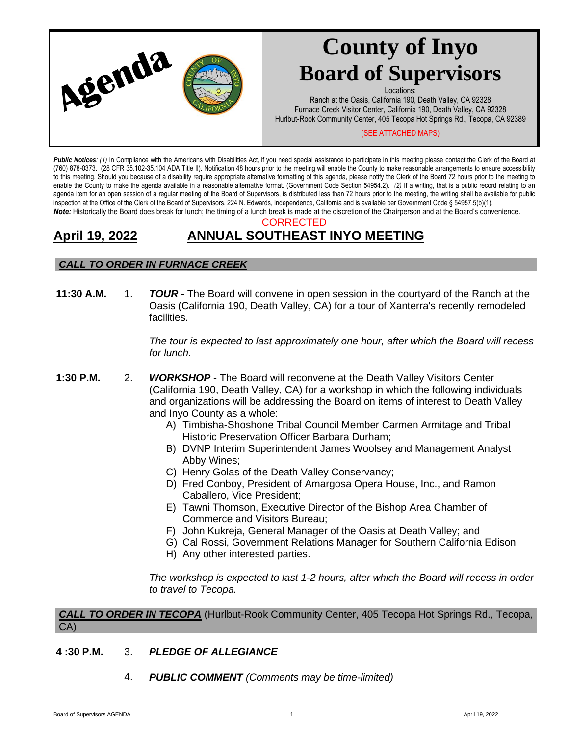Agenda

# County of Inyo Board of Supervisors

Locations:
Ranch at the Oasis, California 190, Death Valley, CA 92328
Furnace Creek Visitor Center, California 190, Death Valley, CA 92328
Hurlbut-Rook Community Center, 405 Tecopa Hot Springs Rd., Tecopa, CA 92389

(SEE ATTACHED MAPS)

***Public Notices**: (1)* In Compliance with the Americans with Disabilities Act, if you need special assistance to participate in this meeting please contact the Clerk of the Board at (760) 878-0373. (28 CFR 35.102-35.104 ADA Title II). Notification 48 hours prior to the meeting will enable the County to make reasonable arrangements to ensure accessibility to this meeting. Should you because of a disability require appropriate alternative formatting of this agenda, please notify the Clerk of the Board 72 hours prior to the meeting to enable the County to make the agenda available in a reasonable alternative format. (Government Code Section 54954.2). *(2)* If a writing, that is a public record relating to an agenda item for an open session of a regular meeting of the Board of Supervisors, is distributed less than 72 hours prior to the meeting, the writing shall be available for public inspection at the Office of the Clerk of the Board of Supervisors, 224 N. Edwards, Independence, California and is available per Government Code § 54957.5(b)(1).
***Note:*** Historically the Board does break for lunch; the timing of a lunch break is made at the discretion of the Chairperson and at the Board's convenience.

CORRECTED

## April 19, 2022 — ANNUAL SOUTHEAST INYO MEETING

### *CALL TO ORDER IN FURNACE CREEK*

**11:30 A.M.** 1. ***TOUR -*** The Board will convene in open session in the courtyard of the Ranch at the Oasis (California 190, Death Valley, CA) for a tour of Xanterra's recently remodeled facilities.

*The tour is expected to last approximately one hour, after which the Board will recess for lunch.*

**1:30 P.M.** 2. ***WORKSHOP -*** The Board will reconvene at the Death Valley Visitors Center (California 190, Death Valley, CA) for a workshop in which the following individuals and organizations will be addressing the Board on items of interest to Death Valley and Inyo County as a whole:

A) Timbisha-Shoshone Tribal Council Member Carmen Armitage and Tribal Historic Preservation Officer Barbara Durham;
B) DVNP Interim Superintendent James Woolsey and Management Analyst Abby Wines;
C) Henry Golas of the Death Valley Conservancy;
D) Fred Conboy, President of Amargosa Opera House, Inc., and Ramon Caballero, Vice President;
E) Tawni Thomson, Executive Director of the Bishop Area Chamber of Commerce and Visitors Bureau;
F) John Kukreja, General Manager of the Oasis at Death Valley; and
G) Cal Rossi, Government Relations Manager for Southern California Edison
H) Any other interested parties.

*The workshop is expected to last 1-2 hours, after which the Board will recess in order to travel to Tecopa.*

### *CALL TO ORDER IN TECOPA* (Hurlbut-Rook Community Center, 405 Tecopa Hot Springs Rd., Tecopa, CA)

**4 :30 P.M.** 3. ***PLEDGE OF ALLEGIANCE***

4. ***PUBLIC COMMENT*** *(Comments may be time-limited)*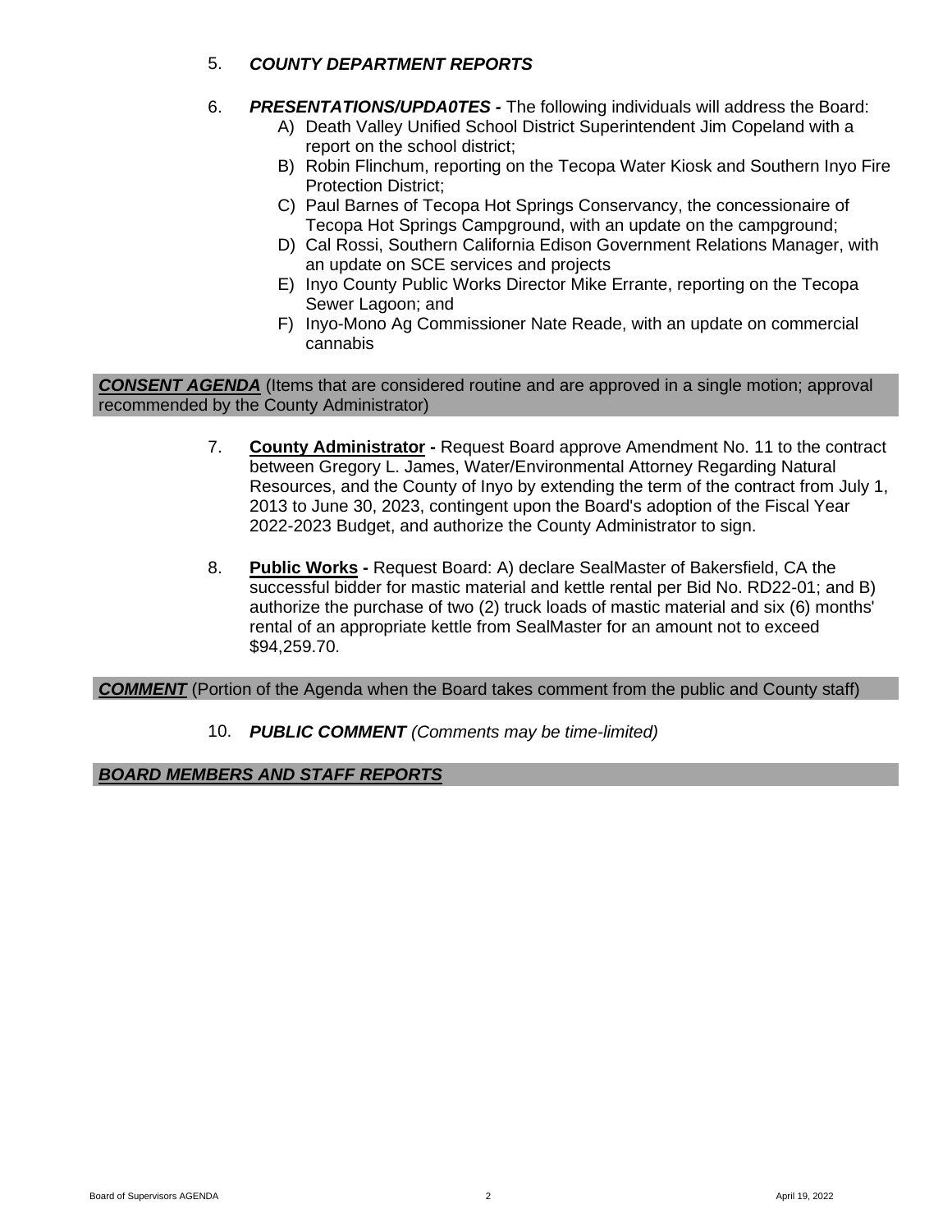5. ***COUNTY DEPARTMENT REPORTS***

6. ***PRESENTATIONS/UPDA0TES -*** The following individuals will address the Board:
   A) Death Valley Unified School District Superintendent Jim Copeland with a report on the school district;
   B) Robin Flinchum, reporting on the Tecopa Water Kiosk and Southern Inyo Fire Protection District;
   C) Paul Barnes of Tecopa Hot Springs Conservancy, the concessionaire of Tecopa Hot Springs Campground, with an update on the campground;
   D) Cal Rossi, Southern California Edison Government Relations Manager, with an update on SCE services and projects
   E) Inyo County Public Works Director Mike Errante, reporting on the Tecopa Sewer Lagoon; and
   F) Inyo-Mono Ag Commissioner Nate Reade, with an update on commercial cannabis

***CONSENT AGENDA*** (Items that are considered routine and are approved in a single motion; approval recommended by the County Administrator)

7. **County Administrator -** Request Board approve Amendment No. 11 to the contract between Gregory L. James, Water/Environmental Attorney Regarding Natural Resources, and the County of Inyo by extending the term of the contract from July 1, 2013 to June 30, 2023, contingent upon the Board's adoption of the Fiscal Year 2022-2023 Budget, and authorize the County Administrator to sign.

8. **Public Works -** Request Board: A) declare SealMaster of Bakersfield, CA the successful bidder for mastic material and kettle rental per Bid No. RD22-01; and B) authorize the purchase of two (2) truck loads of mastic material and six (6) months' rental of an appropriate kettle from SealMaster for an amount not to exceed $94,259.70.

***COMMENT*** (Portion of the Agenda when the Board takes comment from the public and County staff)

10. ***PUBLIC COMMENT*** *(Comments may be time-limited)*

***BOARD MEMBERS AND STAFF REPORTS***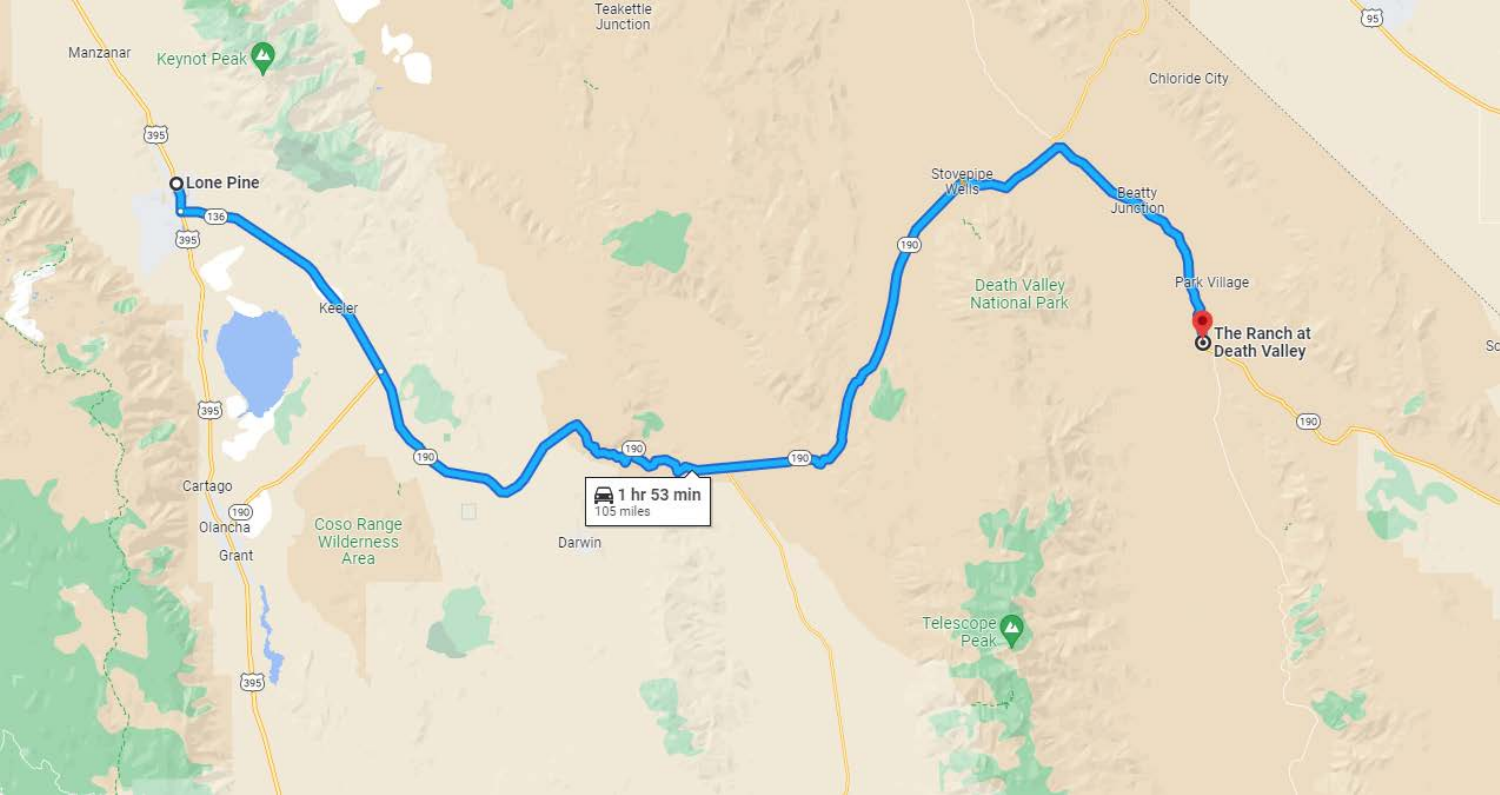Lone Pine

The Ranch at Death Valley

1 hr 53 min

105 miles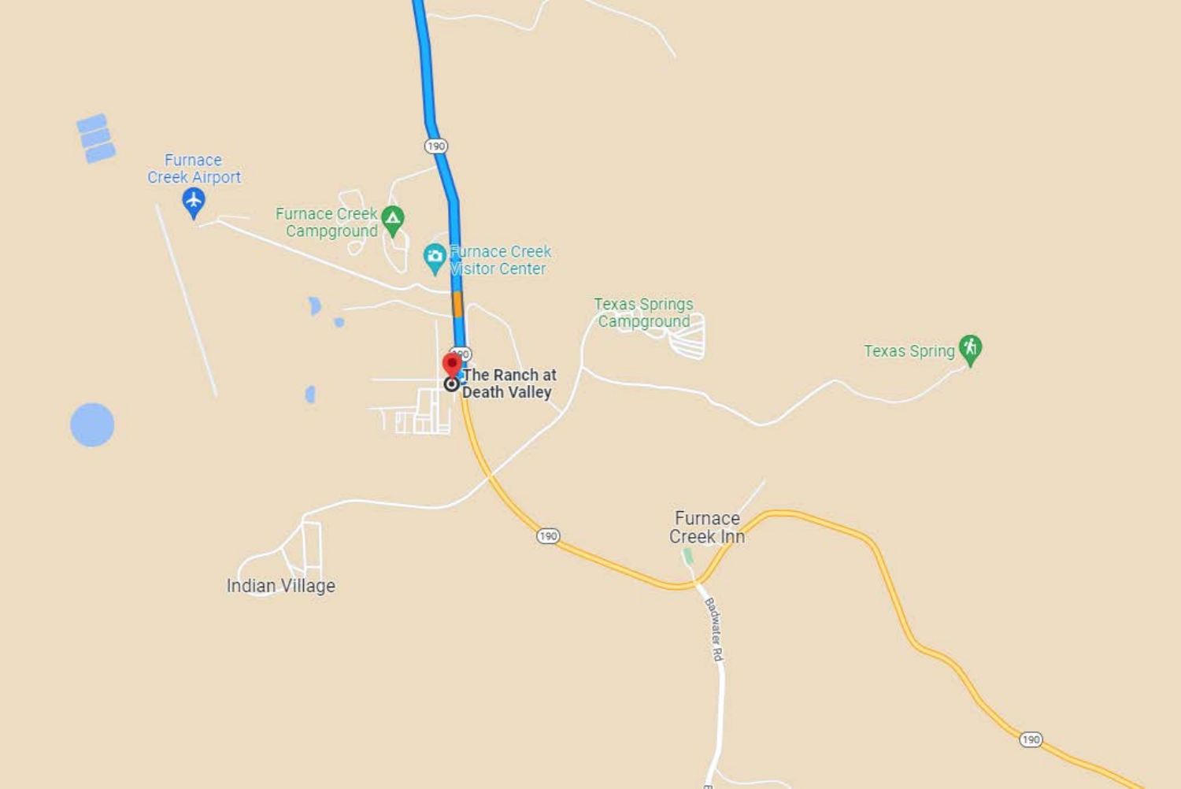Furnace Creek Airport

Furnace Creek Campground

Furnace Creek Visitor Center

190

Texas Springs Campground

Texas Spring

The Ranch at Death Valley

Indian Village

Furnace Creek Inn

Badwater Rd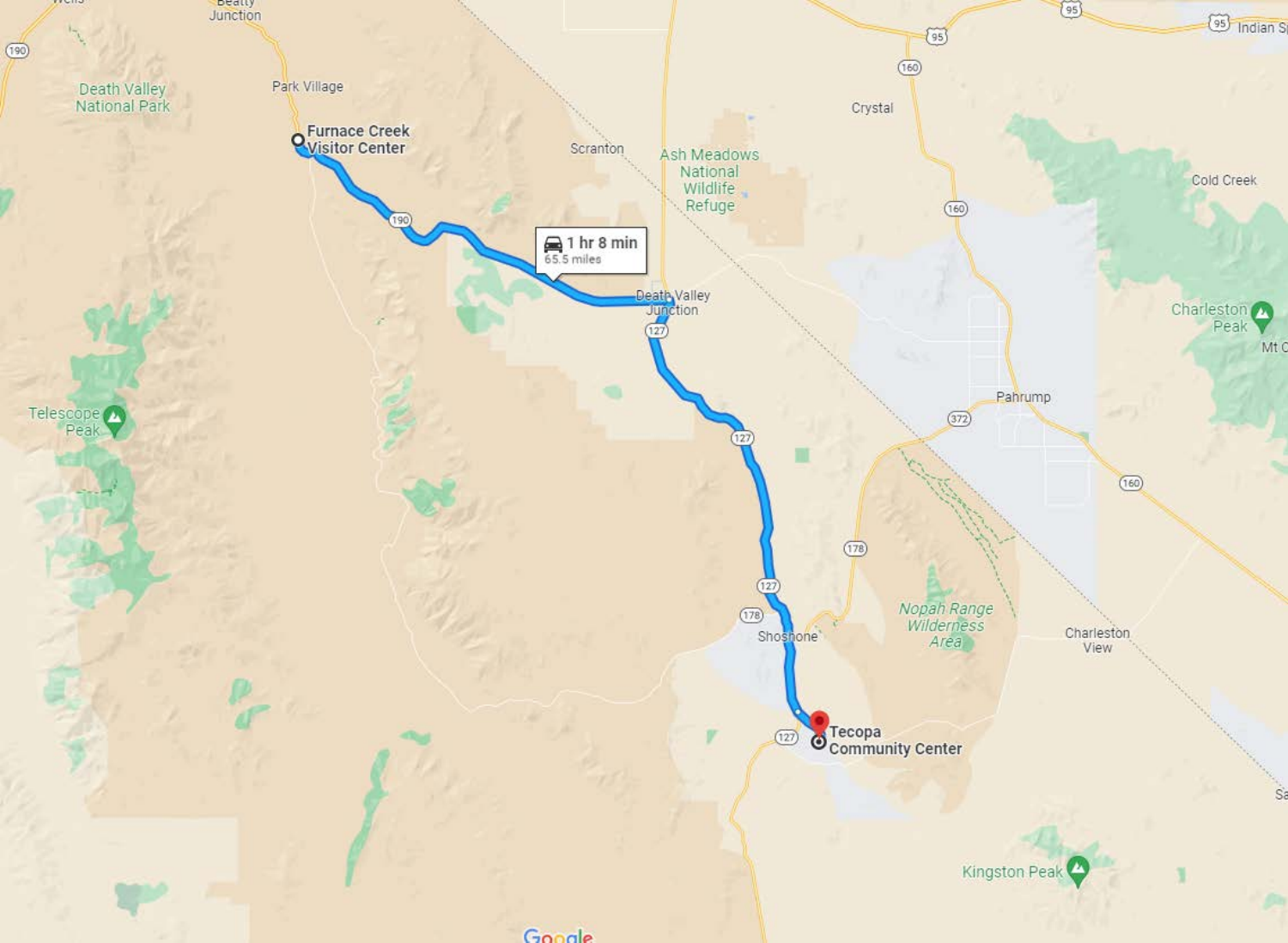Furnace Creek Visitor Center

1 hr 8 min
65.5 miles

Tecopa Community Center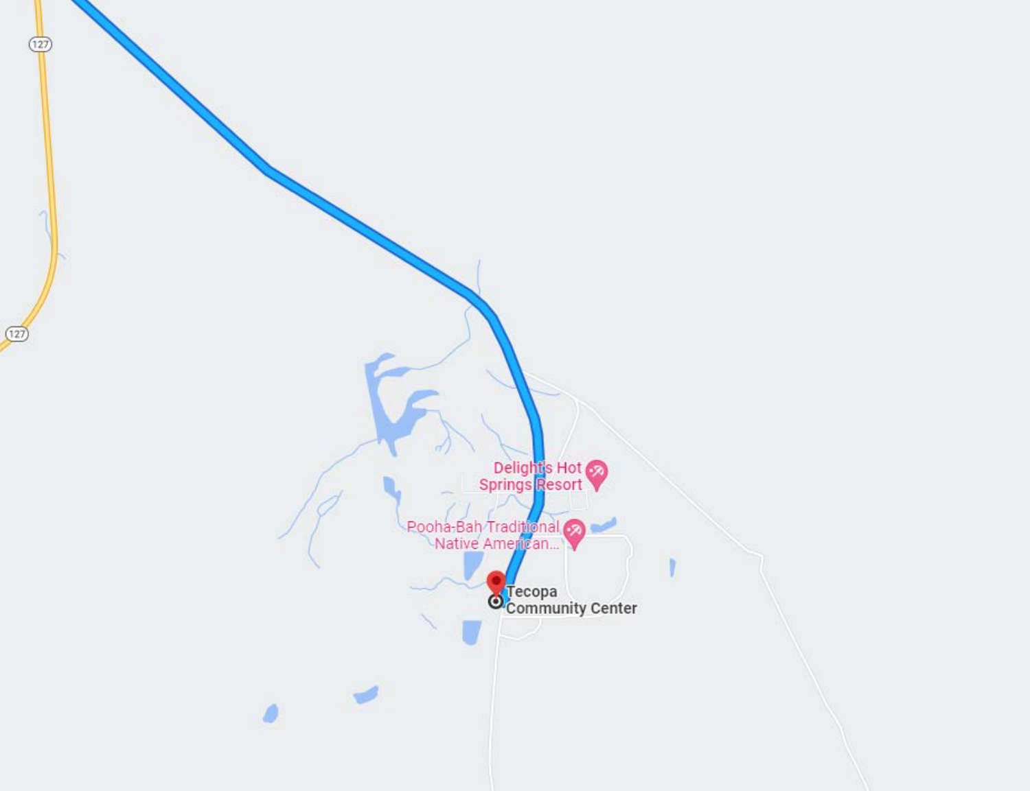127

127

Delight's Hot Springs Resort

Pooha-Bah Traditional Native American...

Tecopa Community Center